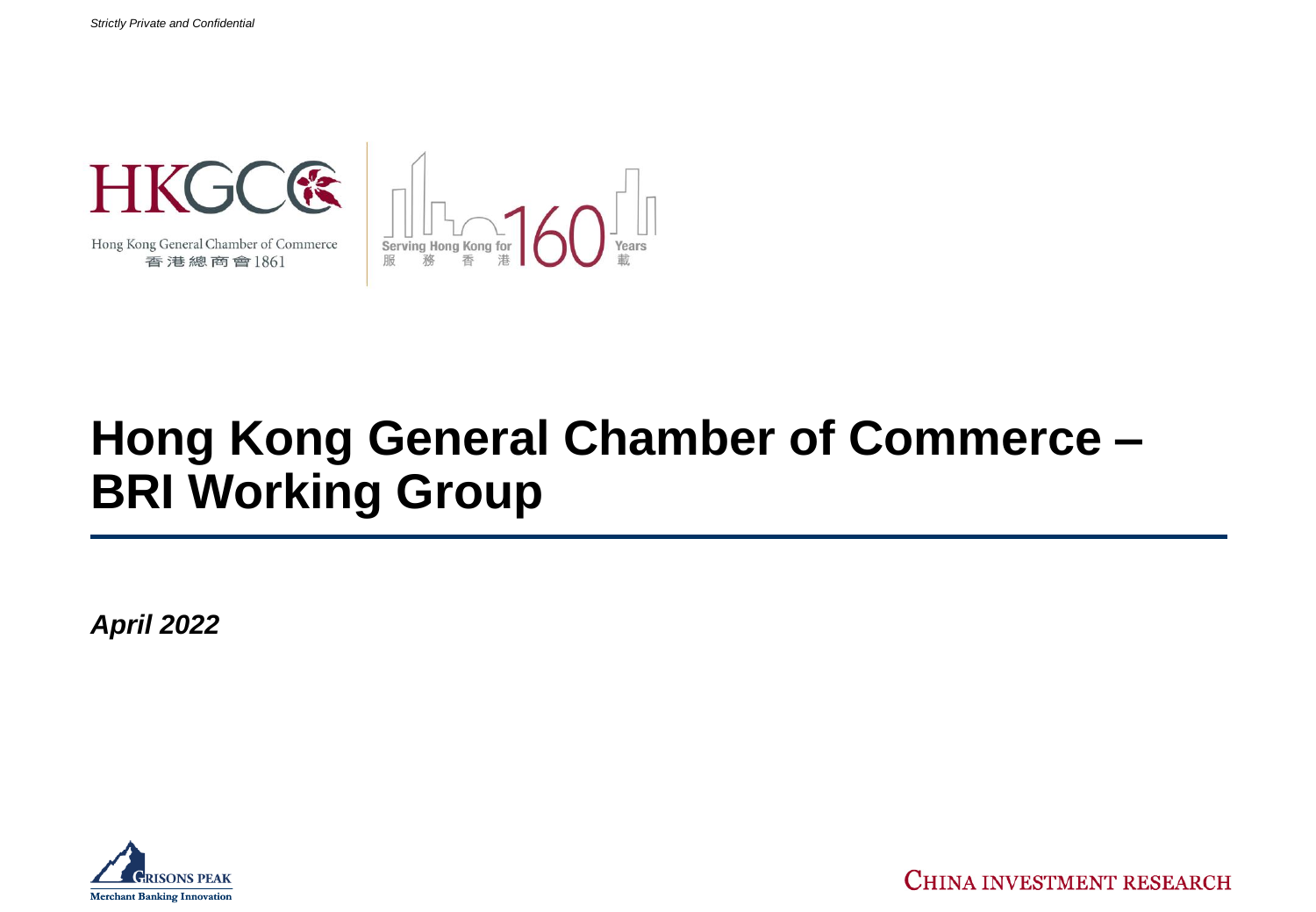*Strictly Private and Confidential*

HKGCC

Hong Kong General Chamber of Commerce
香港總商會1861

Serving Hong Kong for 160 Years
服務香港 160 載

# Hong Kong General Chamber of Commerce – BRI Working Group

***April 2022***

GRISONS PEAK
Merchant Banking Innovation

CHINA INVESTMENT RESEARCH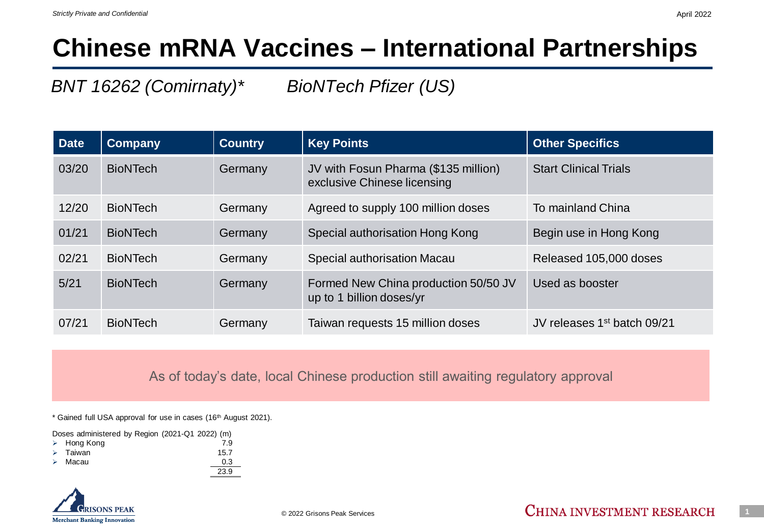# Chinese mRNA Vaccines – International Partnerships

*BNT 16262 (Comirnaty)\*        BioNTech Pfizer (US)*

| Date | Company | Country | Key Points | Other Specifics |
|---|---|---|---|---|
| 03/20 | BioNTech | Germany | JV with Fosun Pharma ($135 million) exclusive Chinese licensing | Start Clinical Trials |
| 12/20 | BioNTech | Germany | Agreed to supply 100 million doses | To mainland China |
| 01/21 | BioNTech | Germany | Special authorisation Hong Kong | Begin use in Hong Kong |
| 02/21 | BioNTech | Germany | Special authorisation Macau | Released 105,000 doses |
| 5/21 | BioNTech | Germany | Formed New China production 50/50 JV up to 1 billion doses/yr | Used as booster |
| 07/21 | BioNTech | Germany | Taiwan requests 15 million doses | JV releases 1st batch 09/21 |

As of today's date, local Chinese production still awaiting regulatory approval

\* Gained full USA approval for use in cases (16th August 2021).

Doses administered by Region (2021-Q1 2022) (m)

| Region | Doses (m) |
|---|---|
| Hong Kong | 7.9 |
| Taiwan | 15.7 |
| Macau | 0.3 |
| | 23.9 |

© 2022 Grisons Peak Services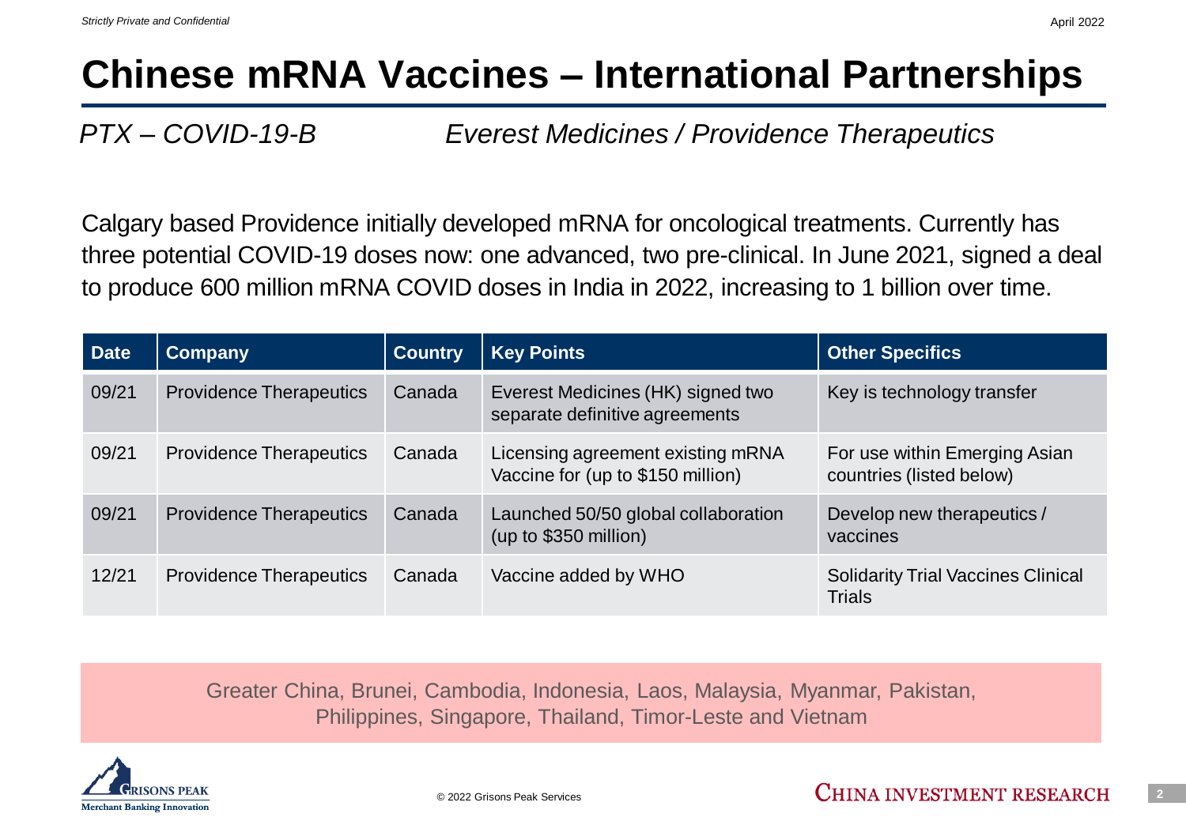# Chinese mRNA Vaccines – International Partnerships

*PTX – COVID-19-B* *Everest Medicines / Providence Therapeutics*

Calgary based Providence initially developed mRNA for oncological treatments. Currently has three potential COVID-19 doses now: one advanced, two pre-clinical. In June 2021, signed a deal to produce 600 million mRNA COVID doses in India in 2022, increasing to 1 billion over time.

| Date | Company | Country | Key Points | Other Specifics |
|---|---|---|---|---|
| 09/21 | Providence Therapeutics | Canada | Everest Medicines (HK) signed two separate definitive agreements | Key is technology transfer |
| 09/21 | Providence Therapeutics | Canada | Licensing agreement existing mRNA Vaccine for (up to $150 million) | For use within Emerging Asian countries (listed below) |
| 09/21 | Providence Therapeutics | Canada | Launched 50/50 global collaboration (up to $350 million) | Develop new therapeutics / vaccines |
| 12/21 | Providence Therapeutics | Canada | Vaccine added by WHO | Solidarity Trial Vaccines Clinical Trials |

Greater China, Brunei, Cambodia, Indonesia, Laos, Malaysia, Myanmar, Pakistan, Philippines, Singapore, Thailand, Timor-Leste and Vietnam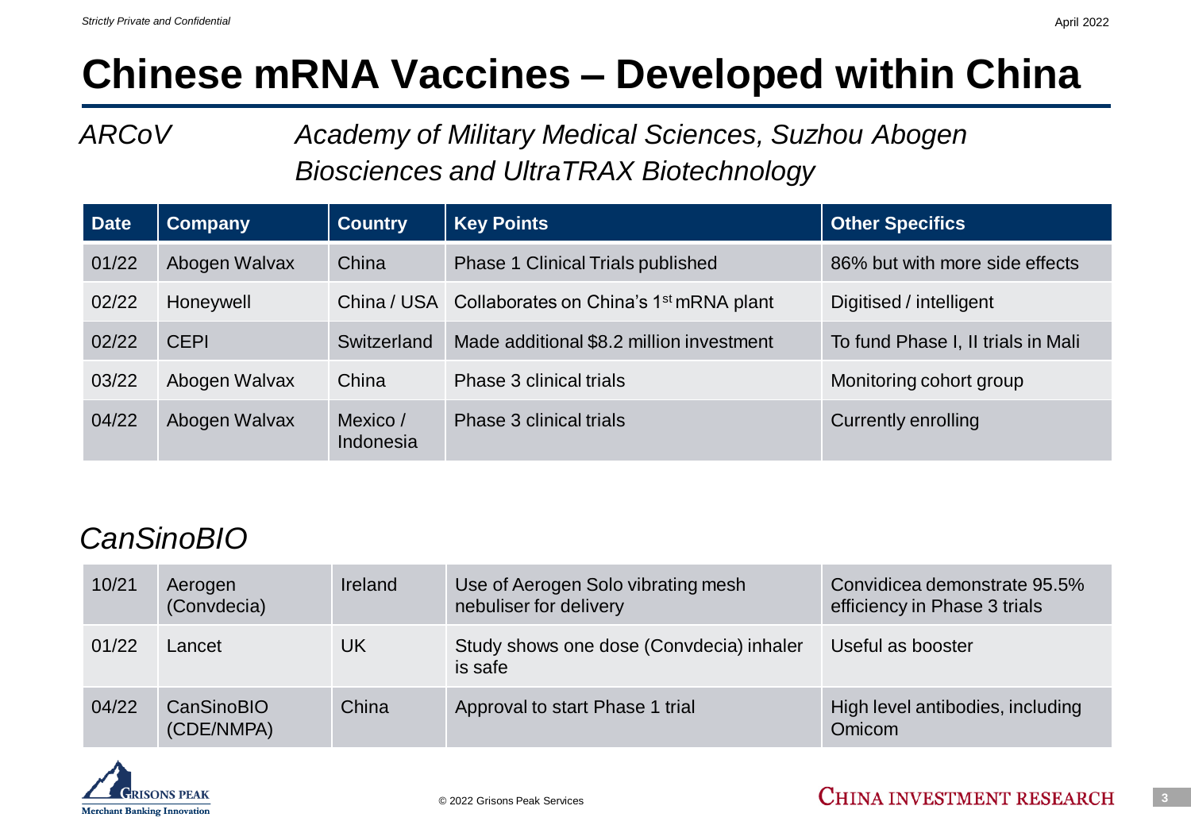# Chinese mRNA Vaccines – Developed within China

*ARCoV* *Academy of Military Medical Sciences, Suzhou Abogen Biosciences and UltraTRAX Biotechnology*

| Date | Company | Country | Key Points | Other Specifics |
|---|---|---|---|---|
| 01/22 | Abogen Walvax | China | Phase 1 Clinical Trials published | 86% but with more side effects |
| 02/22 | Honeywell | China / USA | Collaborates on China's 1st mRNA plant | Digitised / intelligent |
| 02/22 | CEPI | Switzerland | Made additional $8.2 million investment | To fund Phase I, II trials in Mali |
| 03/22 | Abogen Walvax | China | Phase 3 clinical trials | Monitoring cohort group |
| 04/22 | Abogen Walvax | Mexico / Indonesia | Phase 3 clinical trials | Currently enrolling |

*CanSinoBIO*

| Date | Company | Country | Key Points | Other Specifics |
|---|---|---|---|---|
| 10/21 | Aerogen (Convdecia) | Ireland | Use of Aerogen Solo vibrating mesh nebuliser for delivery | Convidicea demonstrate 95.5% efficiency in Phase 3 trials |
| 01/22 | Lancet | UK | Study shows one dose (Convdecia) inhaler is safe | Useful as booster |
| 04/22 | CanSinoBIO (CDE/NMPA) | China | Approval to start Phase 1 trial | High level antibodies, including Omicom |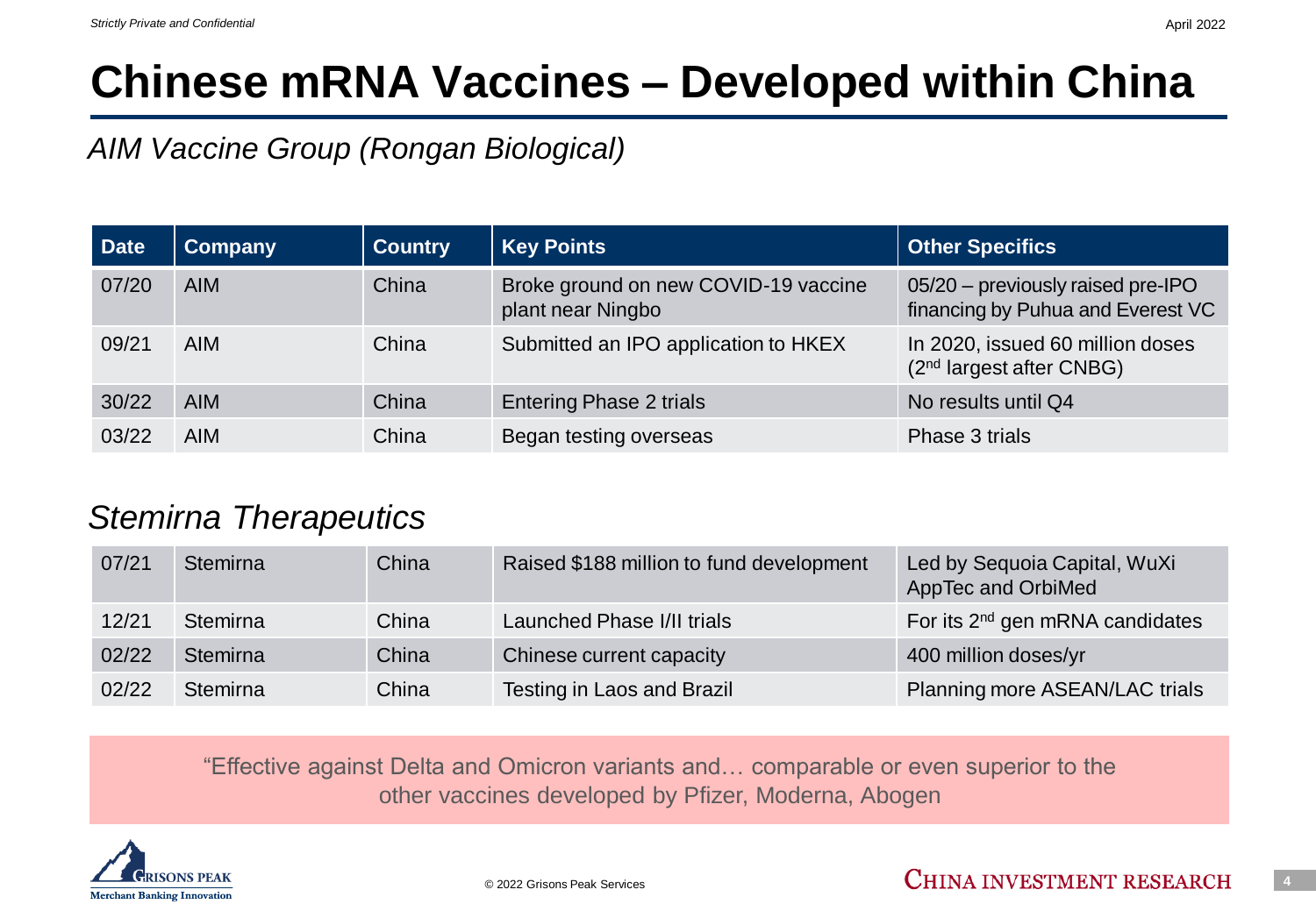# Chinese mRNA Vaccines – Developed within China

*AIM Vaccine Group (Rongan Biological)*

| Date | Company | Country | Key Points | Other Specifics |
|---|---|---|---|---|
| 07/20 | AIM | China | Broke ground on new COVID-19 vaccine plant near Ningbo | 05/20 – previously raised pre-IPO financing by Puhua and Everest VC |
| 09/21 | AIM | China | Submitted an IPO application to HKEX | In 2020, issued 60 million doses (2nd largest after CNBG) |
| 30/22 | AIM | China | Entering Phase 2 trials | No results until Q4 |
| 03/22 | AIM | China | Began testing overseas | Phase 3 trials |

*Stemirna Therapeutics*

| Date | Company | Country | Key Points | Other Specifics |
|---|---|---|---|---|
| 07/21 | Stemirna | China | Raised $188 million to fund development | Led by Sequoia Capital, WuXi AppTec and OrbiMed |
| 12/21 | Stemirna | China | Launched Phase I/II trials | For its 2nd gen mRNA candidates |
| 02/22 | Stemirna | China | Chinese current capacity | 400 million doses/yr |
| 02/22 | Stemirna | China | Testing in Laos and Brazil | Planning more ASEAN/LAC trials |

"Effective against Delta and Omicron variants and… comparable or even superior to the other vaccines developed by Pfizer, Moderna, Abogen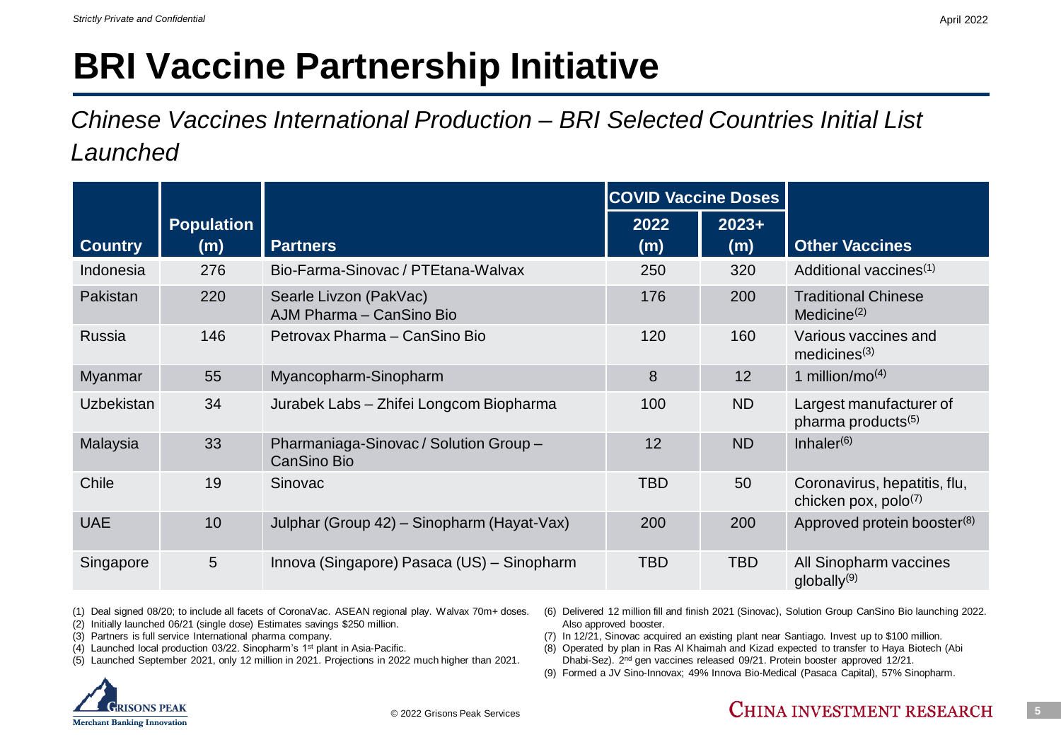# BRI Vaccine Partnership Initiative

*Chinese Vaccines International Production – BRI Selected Countries Initial List Launched*

| Country | Population (m) | Partners | COVID Vaccine Doses | | Other Vaccines |
|---|---|---|---|---|---|
| | | | 2022 (m) | 2023+ (m) | |
| Indonesia | 276 | Bio-Farma-Sinovac / PTEtana-Walvax | 250 | 320 | Additional vaccines[1] |
| Pakistan | 220 | Searle Livzon (PakVac) AJM Pharma – CanSino Bio | 176 | 200 | Traditional Chinese Medicine[2] |
| Russia | 146 | Petrovax Pharma – CanSino Bio | 120 | 160 | Various vaccines and medicines[3] |
| Myanmar | 55 | Myancopharm-Sinopharm | 8 | 12 | 1 million/mo[4] |
| Uzbekistan | 34 | Jurabek Labs – Zhifei Longcom Biopharma | 100 | ND | Largest manufacturer of pharma products[5] |
| Malaysia | 33 | Pharmaniaga-Sinovac / Solution Group – CanSino Bio | 12 | ND | Inhaler[6] |
| Chile | 19 | Sinovac | TBD | 50 | Coronavirus, hepatitis, flu, chicken pox, polo[7] |
| UAE | 10 | Julphar (Group 42) – Sinopharm (Hayat-Vax) | 200 | 200 | Approved protein booster[8] |
| Singapore | 5 | Innova (Singapore) Pasaca (US) – Sinopharm | TBD | TBD | All Sinopharm vaccines globally[9] |

(1) Deal signed 08/20; to include all facets of CoronaVac. ASEAN regional play. Walvax 70m+ doses.
(2) Initially launched 06/21 (single dose) Estimates savings $250 million.
(3) Partners is full service International pharma company.
(4) Launched local production 03/22. Sinopharm's 1st plant in Asia-Pacific.
(5) Launched September 2021, only 12 million in 2021. Projections in 2022 much higher than 2021.
(6) Delivered 12 million fill and finish 2021 (Sinovac), Solution Group CanSino Bio launching 2022. Also approved booster.
(7) In 12/21, Sinovac acquired an existing plant near Santiago. Invest up to $100 million.
(8) Operated by plan in Ras Al Khaimah and Kizad expected to transfer to Haya Biotech (Abi Dhabi-Sez). 2nd gen vaccines released 09/21. Protein booster approved 12/21.
(9) Formed a JV Sino-Innovax; 49% Innova Bio-Medical (Pasaca Capital), 57% Sinopharm.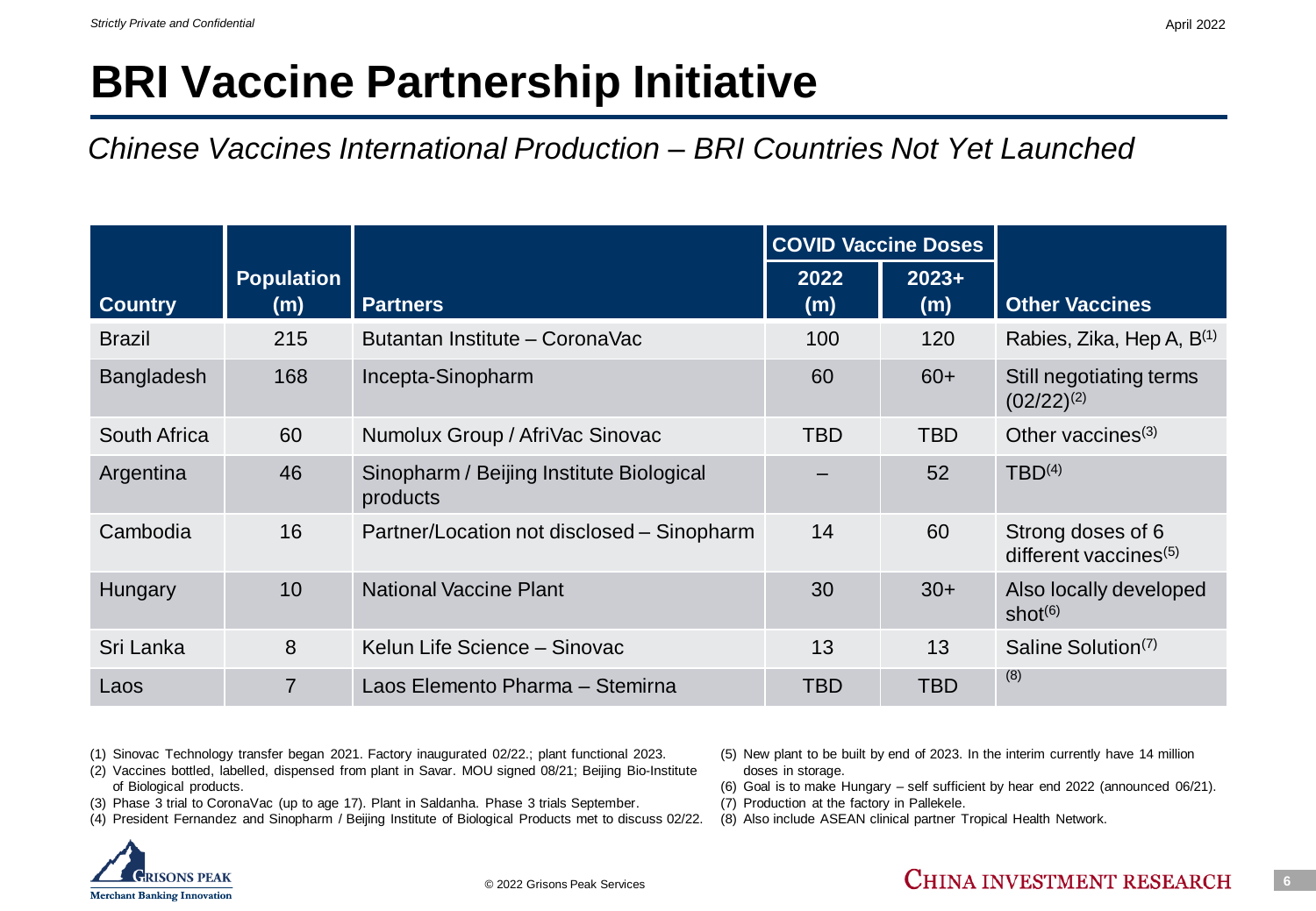# BRI Vaccine Partnership Initiative

*Chinese Vaccines International Production – BRI Countries Not Yet Launched*

| Country | Population (m) | Partners | COVID Vaccine Doses | | Other Vaccines |
|---|---|---|---|---|---|
| | | | 2022 (m) | 2023+ (m) | |
| Brazil | 215 | Butantan Institute – CoronaVac | 100 | 120 | Rabies, Zika, Hep A, B[1] |
| Bangladesh | 168 | Incepta-Sinopharm | 60 | 60+ | Still negotiating terms (02/22)[2] |
| South Africa | 60 | Numolux Group / AfriVac Sinovac | TBD | TBD | Other vaccines[3] |
| Argentina | 46 | Sinopharm / Beijing Institute Biological products | – | 52 | TBD[4] |
| Cambodia | 16 | Partner/Location not disclosed – Sinopharm | 14 | 60 | Strong doses of 6 different vaccines[5] |
| Hungary | 10 | National Vaccine Plant | 30 | 30+ | Also locally developed shot[6] |
| Sri Lanka | 8 | Kelun Life Science – Sinovac | 13 | 13 | Saline Solution[7] |
| Laos | 7 | Laos Elemento Pharma – Stemirna | TBD | TBD | [8] |

(1) Sinovac Technology transfer began 2021. Factory inaugurated 02/22.; plant functional 2023.
(2) Vaccines bottled, labelled, dispensed from plant in Savar. MOU signed 08/21; Beijing Bio-Institute of Biological products.
(3) Phase 3 trial to CoronaVac (up to age 17). Plant in Saldanha. Phase 3 trials September.
(4) President Fernandez and Sinopharm / Beijing Institute of Biological Products met to discuss 02/22.
(5) New plant to be built by end of 2023. In the interim currently have 14 million doses in storage.
(6) Goal is to make Hungary – self sufficient by hear end 2022 (announced 06/21).
(7) Production at the factory in Pallekele.
(8) Also include ASEAN clinical partner Tropical Health Network.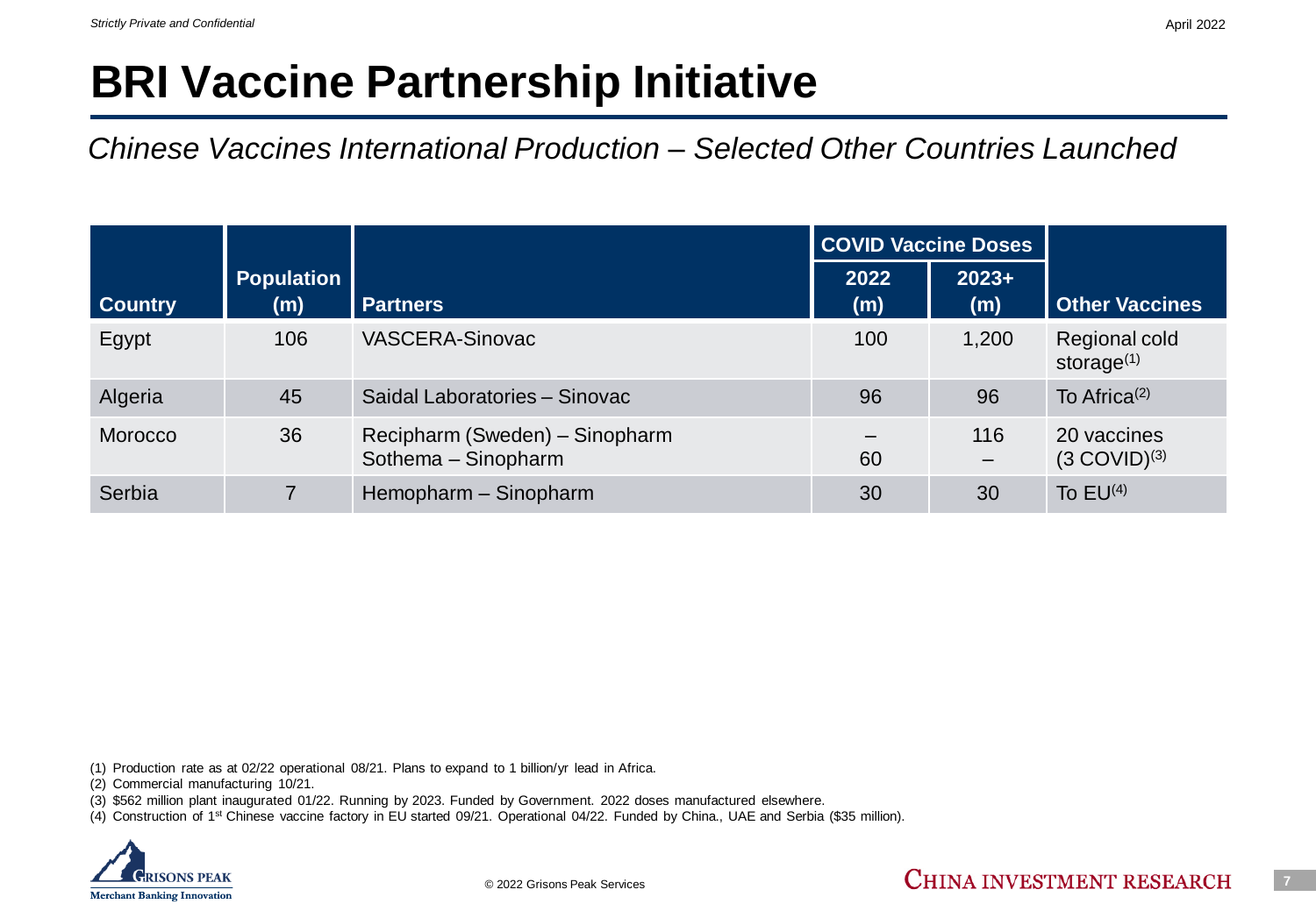# BRI Vaccine Partnership Initiative

*Chinese Vaccines International Production – Selected Other Countries Launched*

| Country | Population (m) | Partners | COVID Vaccine Doses | | Other Vaccines |
|---|---|---|---|---|---|
| | | | 2022 (m) | 2023+ (m) | |
| Egypt | 106 | VASCERA-Sinovac | 100 | 1,200 | Regional cold storage(1) |
| Algeria | 45 | Saidal Laboratories – Sinovac | 96 | 96 | To Africa(2) |
| Morocco | 36 | Recipharm (Sweden) – Sinopharm<br>Sothema – Sinopharm | –<br>60 | 116<br>– | 20 vaccines (3 COVID)(3) |
| Serbia | 7 | Hemopharm – Sinopharm | 30 | 30 | To EU(4) |

(1) Production rate as at 02/22 operational 08/21. Plans to expand to 1 billion/yr lead in Africa.

(2) Commercial manufacturing 10/21.

(3) $562 million plant inaugurated 01/22. Running by 2023. Funded by Government. 2022 doses manufactured elsewhere.

(4) Construction of 1st Chinese vaccine factory in EU started 09/21. Operational 04/22. Funded by China., UAE and Serbia ($35 million).